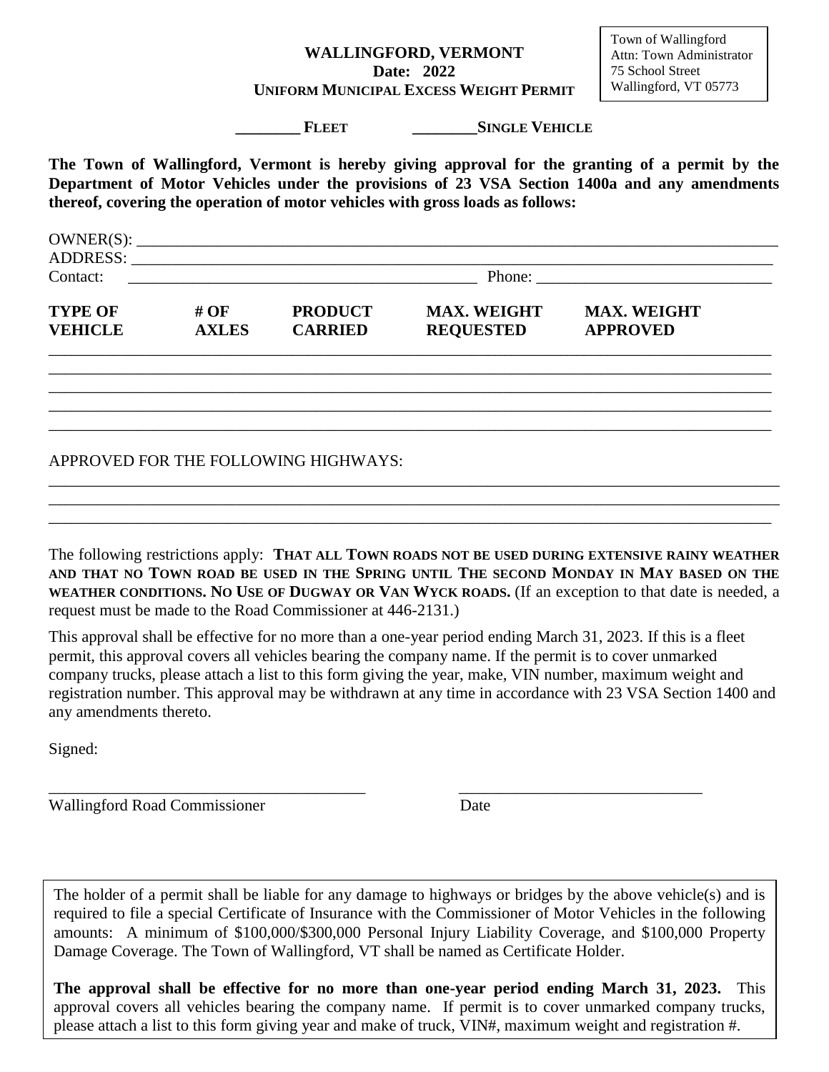Town of Wallingford
Attn: Town Administrator
75 School Street
Wallingford, VT 05773

# WALLINGFORD, VERMONT

**Date: 2022**

**UNIFORM MUNICIPAL EXCESS WEIGHT PERMIT**

________ **FLEET** ________**SINGLE VEHICLE**

**The Town of Wallingford, Vermont is hereby giving approval for the granting of a permit by the Department of Motor Vehicles under the provisions of 23 VSA Section 1400a and any amendments thereof, covering the operation of motor vehicles with gross loads as follows:**

OWNER(S): ______________________________________________________________

ADDRESS: ______________________________________________________________

Contact: ________________________________________ Phone: ____________________________

| TYPE OF VEHICLE | # OF AXLES | PRODUCT CARRIED | MAX. WEIGHT REQUESTED | MAX. WEIGHT APPROVED |
|---|---|---|---|---|
| | | | | |
| | | | | |
| | | | | |
| | | | | |
| | | | | |

APPROVED FOR THE FOLLOWING HIGHWAYS:

______________________________________________________________________________

______________________________________________________________________________

______________________________________________________________________________

The following restrictions apply: **THAT ALL TOWN ROADS NOT BE USED DURING EXTENSIVE RAINY WEATHER AND THAT NO TOWN ROAD BE USED IN THE SPRING UNTIL THE SECOND MONDAY IN MAY BASED ON THE WEATHER CONDITIONS. NO USE OF DUGWAY OR VAN WYCK ROADS.** (If an exception to that date is needed, a request must be made to the Road Commissioner at 446-2131.)

This approval shall be effective for no more than a one-year period ending March 31, 2023. If this is a fleet permit, this approval covers all vehicles bearing the company name. If the permit is to cover unmarked company trucks, please attach a list to this form giving the year, make, VIN number, maximum weight and registration number. This approval may be withdrawn at any time in accordance with 23 VSA Section 1400 and any amendments thereto.

Signed:

______________________________________ ______________________________

Wallingford Road Commissioner Date

The holder of a permit shall be liable for any damage to highways or bridges by the above vehicle(s) and is required to file a special Certificate of Insurance with the Commissioner of Motor Vehicles in the following amounts: A minimum of $100,000/$300,000 Personal Injury Liability Coverage, and $100,000 Property Damage Coverage. The Town of Wallingford, VT shall be named as Certificate Holder.

**The approval shall be effective for no more than one-year period ending March 31, 2023.** This approval covers all vehicles bearing the company name. If permit is to cover unmarked company trucks, please attach a list to this form giving year and make of truck, VIN#, maximum weight and registration #.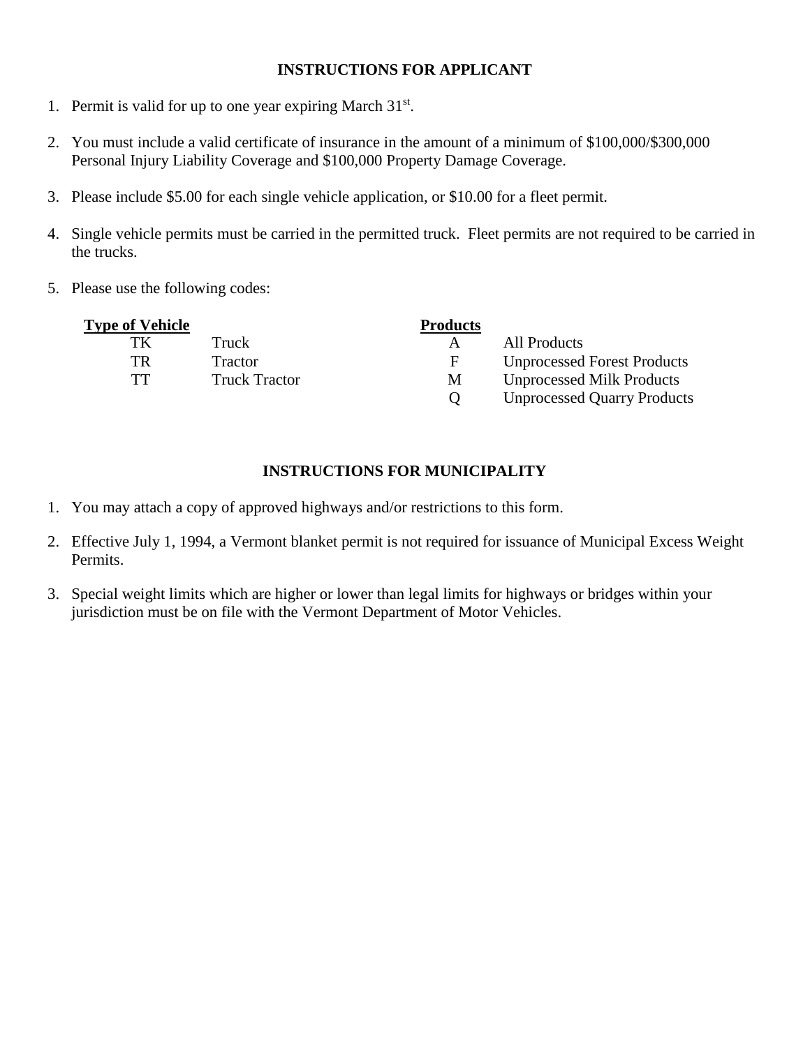## INSTRUCTIONS FOR APPLICANT

1. Permit is valid for up to one year expiring March 31st.

2. You must include a valid certificate of insurance in the amount of a minimum of $100,000/$300,000 Personal Injury Liability Coverage and $100,000 Property Damage Coverage.

3. Please include $5.00 for each single vehicle application, or $10.00 for a fleet permit.

4. Single vehicle permits must be carried in the permitted truck. Fleet permits are not required to be carried in the trucks.

5. Please use the following codes:

| Type of Vehicle | | Products | |
|---|---|---|---|
| TK | Truck | A | All Products |
| TR | Tractor | F | Unprocessed Forest Products |
| TT | Truck Tractor | M | Unprocessed Milk Products |
| | | Q | Unprocessed Quarry Products |

## INSTRUCTIONS FOR MUNICIPALITY

1. You may attach a copy of approved highways and/or restrictions to this form.

2. Effective July 1, 1994, a Vermont blanket permit is not required for issuance of Municipal Excess Weight Permits.

3. Special weight limits which are higher or lower than legal limits for highways or bridges within your jurisdiction must be on file with the Vermont Department of Motor Vehicles.